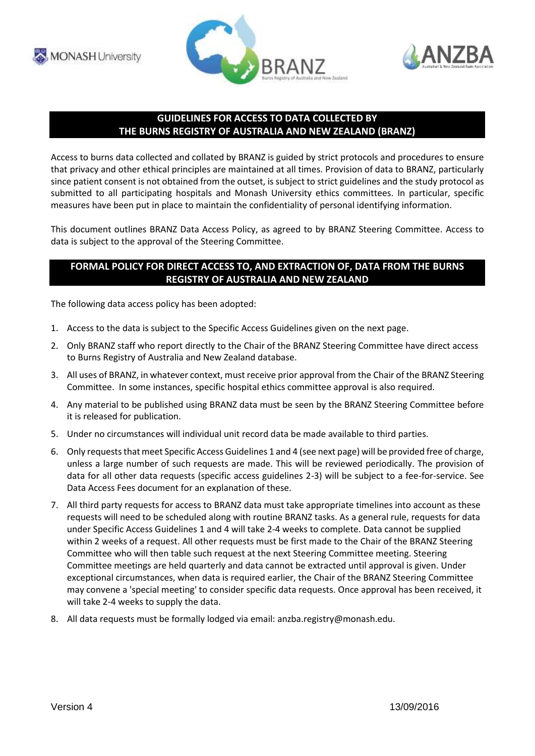## GUIDELINES FOR ACCESS TO DATA COLLECTED BY THE BURNS REGISTRY OF AUSTRALIA AND NEW ZEALAND (BRANZ)

Access to burns data collected and collated by BRANZ is guided by strict protocols and procedures to ensure that privacy and other ethical principles are maintained at all times. Provision of data to BRANZ, particularly since patient consent is not obtained from the outset, is subject to strict guidelines and the study protocol as submitted to all participating hospitals and Monash University ethics committees. In particular, specific measures have been put in place to maintain the confidentiality of personal identifying information.

This document outlines BRANZ Data Access Policy, as agreed to by BRANZ Steering Committee. Access to data is subject to the approval of the Steering Committee.

## FORMAL POLICY FOR DIRECT ACCESS TO, AND EXTRACTION OF, DATA FROM THE BURNS REGISTRY OF AUSTRALIA AND NEW ZEALAND

The following data access policy has been adopted:

1. Access to the data is subject to the Specific Access Guidelines given on the next page.
2. Only BRANZ staff who report directly to the Chair of the BRANZ Steering Committee have direct access to Burns Registry of Australia and New Zealand database.
3. All uses of BRANZ, in whatever context, must receive prior approval from the Chair of the BRANZ Steering Committee. In some instances, specific hospital ethics committee approval is also required.
4. Any material to be published using BRANZ data must be seen by the BRANZ Steering Committee before it is released for publication.
5. Under no circumstances will individual unit record data be made available to third parties.
6. Only requests that meet Specific Access Guidelines 1 and 4 (see next page) will be provided free of charge, unless a large number of such requests are made. This will be reviewed periodically. The provision of data for all other data requests (specific access guidelines 2-3) will be subject to a fee-for-service. See Data Access Fees document for an explanation of these.
7. All third party requests for access to BRANZ data must take appropriate timelines into account as these requests will need to be scheduled along with routine BRANZ tasks. As a general rule, requests for data under Specific Access Guidelines 1 and 4 will take 2-4 weeks to complete. Data cannot be supplied within 2 weeks of a request. All other requests must be first made to the Chair of the BRANZ Steering Committee who will then table such request at the next Steering Committee meeting. Steering Committee meetings are held quarterly and data cannot be extracted until approval is given. Under exceptional circumstances, when data is required earlier, the Chair of the BRANZ Steering Committee may convene a 'special meeting' to consider specific data requests. Once approval has been received, it will take 2-4 weeks to supply the data.
8. All data requests must be formally lodged via email: anzba.registry@monash.edu.

Version 4 13/09/2016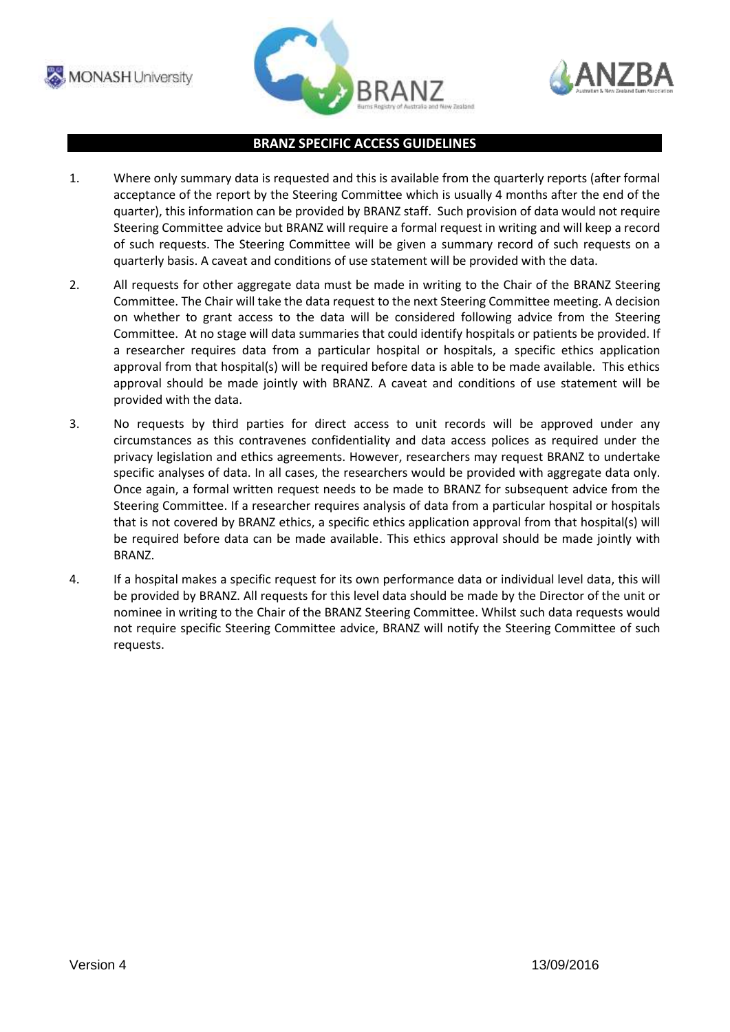## BRANZ SPECIFIC ACCESS GUIDELINES

1. Where only summary data is requested and this is available from the quarterly reports (after formal acceptance of the report by the Steering Committee which is usually 4 months after the end of the quarter), this information can be provided by BRANZ staff. Such provision of data would not require Steering Committee advice but BRANZ will require a formal request in writing and will keep a record of such requests. The Steering Committee will be given a summary record of such requests on a quarterly basis. A caveat and conditions of use statement will be provided with the data.

2. All requests for other aggregate data must be made in writing to the Chair of the BRANZ Steering Committee. The Chair will take the data request to the next Steering Committee meeting. A decision on whether to grant access to the data will be considered following advice from the Steering Committee. At no stage will data summaries that could identify hospitals or patients be provided. If a researcher requires data from a particular hospital or hospitals, a specific ethics application approval from that hospital(s) will be required before data is able to be made available. This ethics approval should be made jointly with BRANZ. A caveat and conditions of use statement will be provided with the data.

3. No requests by third parties for direct access to unit records will be approved under any circumstances as this contravenes confidentiality and data access polices as required under the privacy legislation and ethics agreements. However, researchers may request BRANZ to undertake specific analyses of data. In all cases, the researchers would be provided with aggregate data only. Once again, a formal written request needs to be made to BRANZ for subsequent advice from the Steering Committee. If a researcher requires analysis of data from a particular hospital or hospitals that is not covered by BRANZ ethics, a specific ethics application approval from that hospital(s) will be required before data can be made available. This ethics approval should be made jointly with BRANZ.

4. If a hospital makes a specific request for its own performance data or individual level data, this will be provided by BRANZ. All requests for this level data should be made by the Director of the unit or nominee in writing to the Chair of the BRANZ Steering Committee. Whilst such data requests would not require specific Steering Committee advice, BRANZ will notify the Steering Committee of such requests.